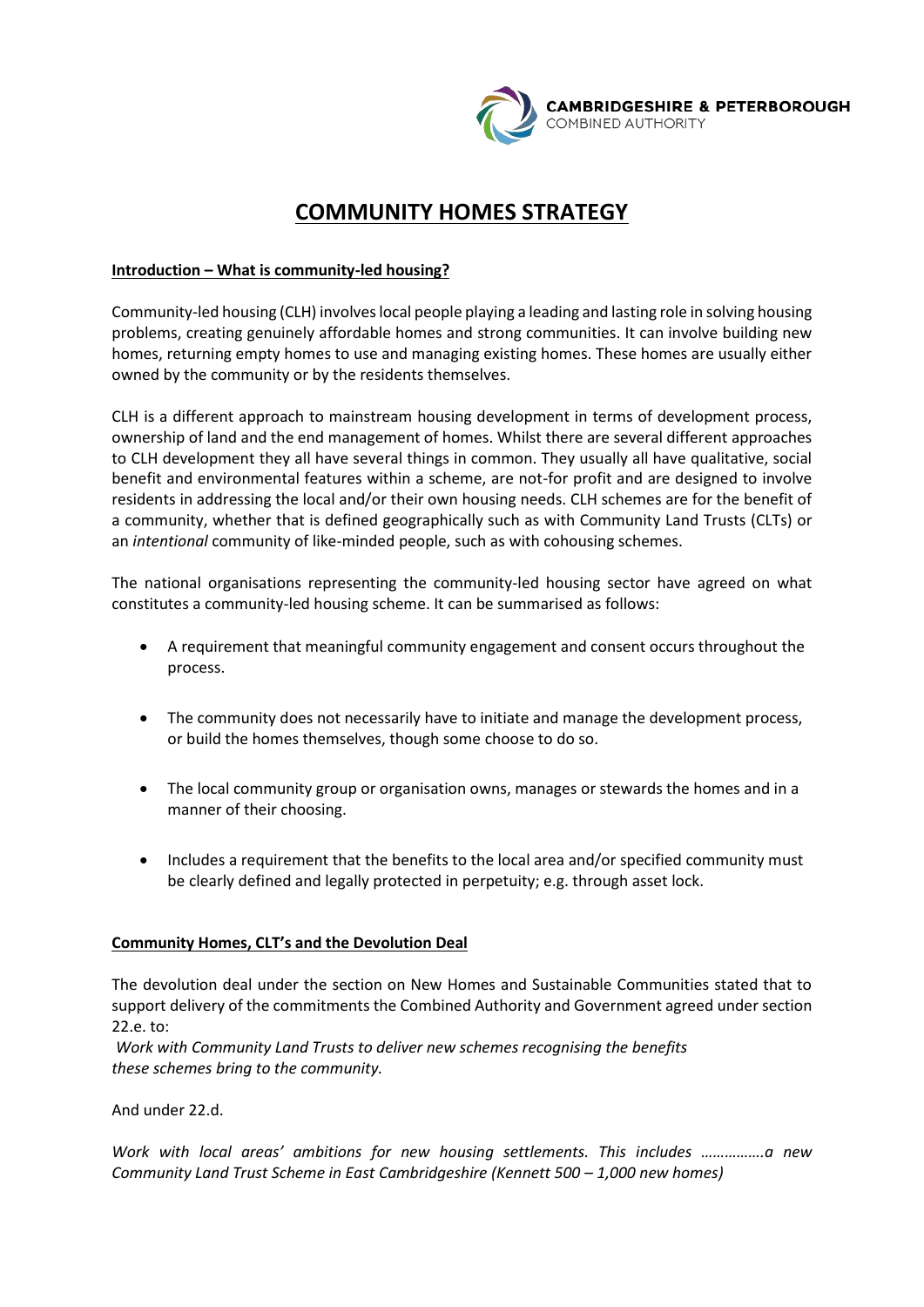CAMBRIDGESHIRE & PETERBOROUGH
COMBINED AUTHORITY

# COMMUNITY HOMES STRATEGY

## Introduction – What is community-led housing?

Community-led housing (CLH) involves local people playing a leading and lasting role in solving housing problems, creating genuinely affordable homes and strong communities. It can involve building new homes, returning empty homes to use and managing existing homes. These homes are usually either owned by the community or by the residents themselves.

CLH is a different approach to mainstream housing development in terms of development process, ownership of land and the end management of homes. Whilst there are several different approaches to CLH development they all have several things in common. They usually all have qualitative, social benefit and environmental features within a scheme, are not-for profit and are designed to involve residents in addressing the local and/or their own housing needs. CLH schemes are for the benefit of a community, whether that is defined geographically such as with Community Land Trusts (CLTs) or an *intentional* community of like-minded people, such as with cohousing schemes.

The national organisations representing the community-led housing sector have agreed on what constitutes a community-led housing scheme. It can be summarised as follows:

- A requirement that meaningful community engagement and consent occurs throughout the process.
- The community does not necessarily have to initiate and manage the development process, or build the homes themselves, though some choose to do so.
- The local community group or organisation owns, manages or stewards the homes and in a manner of their choosing.
- Includes a requirement that the benefits to the local area and/or specified community must be clearly defined and legally protected in perpetuity; e.g. through asset lock.

## Community Homes, CLT's and the Devolution Deal

The devolution deal under the section on New Homes and Sustainable Communities stated that to support delivery of the commitments the Combined Authority and Government agreed under section 22.e. to:

*Work with Community Land Trusts to deliver new schemes recognising the benefits these schemes bring to the community.*

And under 22.d.

*Work with local areas' ambitions for new housing settlements. This includes …………….a new Community Land Trust Scheme in East Cambridgeshire (Kennett 500 – 1,000 new homes)*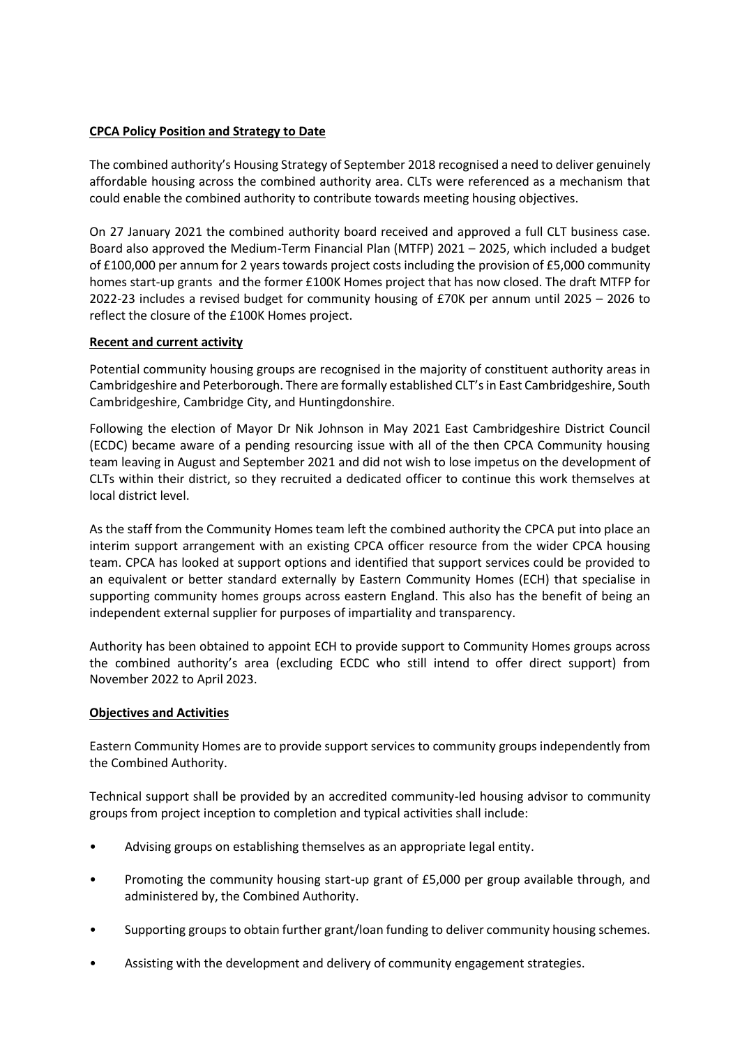**CPCA Policy Position and Strategy to Date**

The combined authority's Housing Strategy of September 2018 recognised a need to deliver genuinely affordable housing across the combined authority area. CLTs were referenced as a mechanism that could enable the combined authority to contribute towards meeting housing objectives.

On 27 January 2021 the combined authority board received and approved a full CLT business case. Board also approved the Medium-Term Financial Plan (MTFP) 2021 – 2025, which included a budget of £100,000 per annum for 2 years towards project costs including the provision of £5,000 community homes start-up grants and the former £100K Homes project that has now closed. The draft MTFP for 2022-23 includes a revised budget for community housing of £70K per annum until 2025 – 2026 to reflect the closure of the £100K Homes project.

**Recent and current activity**

Potential community housing groups are recognised in the majority of constituent authority areas in Cambridgeshire and Peterborough. There are formally established CLT's in East Cambridgeshire, South Cambridgeshire, Cambridge City, and Huntingdonshire.

Following the election of Mayor Dr Nik Johnson in May 2021 East Cambridgeshire District Council (ECDC) became aware of a pending resourcing issue with all of the then CPCA Community housing team leaving in August and September 2021 and did not wish to lose impetus on the development of CLTs within their district, so they recruited a dedicated officer to continue this work themselves at local district level.

As the staff from the Community Homes team left the combined authority the CPCA put into place an interim support arrangement with an existing CPCA officer resource from the wider CPCA housing team. CPCA has looked at support options and identified that support services could be provided to an equivalent or better standard externally by Eastern Community Homes (ECH) that specialise in supporting community homes groups across eastern England. This also has the benefit of being an independent external supplier for purposes of impartiality and transparency.

Authority has been obtained to appoint ECH to provide support to Community Homes groups across the combined authority's area (excluding ECDC who still intend to offer direct support) from November 2022 to April 2023.

**Objectives and Activities**

Eastern Community Homes are to provide support services to community groups independently from the Combined Authority.

Technical support shall be provided by an accredited community-led housing advisor to community groups from project inception to completion and typical activities shall include:

- Advising groups on establishing themselves as an appropriate legal entity.
- Promoting the community housing start-up grant of £5,000 per group available through, and administered by, the Combined Authority.
- Supporting groups to obtain further grant/loan funding to deliver community housing schemes.
- Assisting with the development and delivery of community engagement strategies.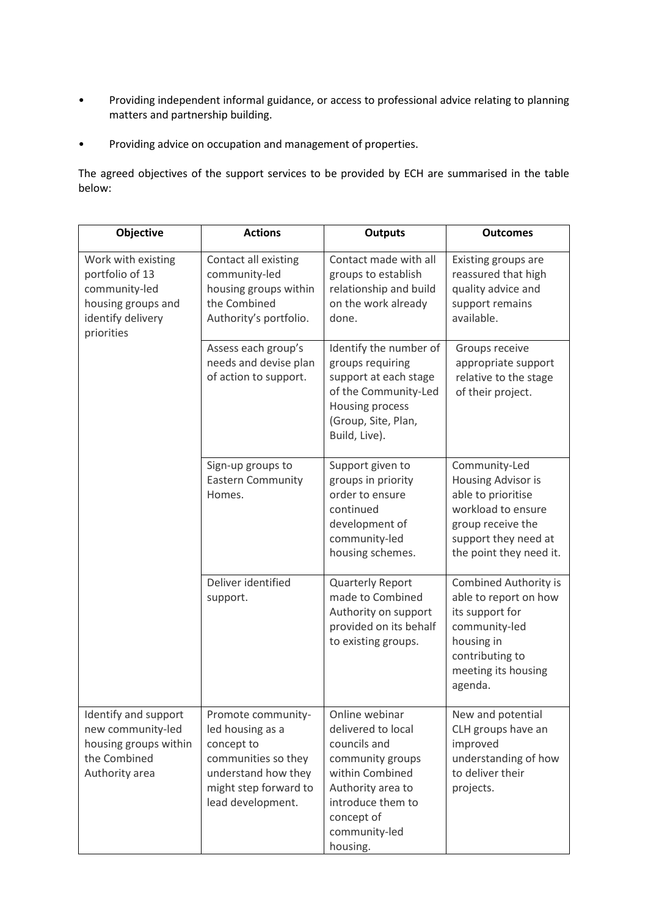- Providing independent informal guidance, or access to professional advice relating to planning matters and partnership building.

- Providing advice on occupation and management of properties.

The agreed objectives of the support services to be provided by ECH are summarised in the table below:

| Objective | Actions | Outputs | Outcomes |
|---|---|---|---|
| Work with existing portfolio of 13 community-led housing groups and identify delivery priorities | Contact all existing community-led housing groups within the Combined Authority's portfolio. | Contact made with all groups to establish relationship and build on the work already done. | Existing groups are reassured that high quality advice and support remains available. |
| | Assess each group's needs and devise plan of action to support. | Identify the number of groups requiring support at each stage of the Community-Led Housing process (Group, Site, Plan, Build, Live). | Groups receive appropriate support relative to the stage of their project. |
| | Sign-up groups to Eastern Community Homes. | Support given to groups in priority order to ensure continued development of community-led housing schemes. | Community-Led Housing Advisor is able to prioritise workload to ensure group receive the support they need at the point they need it. |
| | Deliver identified support. | Quarterly Report made to Combined Authority on support provided on its behalf to existing groups. | Combined Authority is able to report on how its support for community-led housing in contributing to meeting its housing agenda. |
| Identify and support new community-led housing groups within the Combined Authority area | Promote community-led housing as a concept to communities so they understand how they might step forward to lead development. | Online webinar delivered to local councils and community groups within Combined Authority area to introduce them to concept of community-led housing. | New and potential CLH groups have an improved understanding of how to deliver their projects. |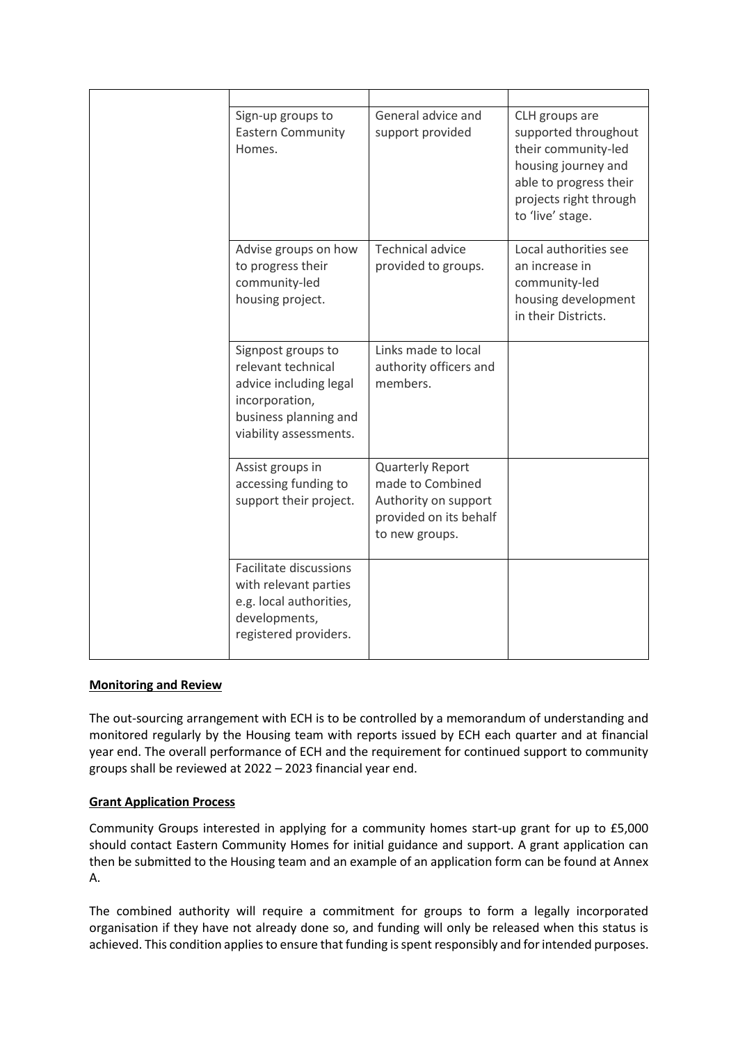| | | | |
|---|---|---|---|
| | Sign-up groups to Eastern Community Homes. | General advice and support provided | CLH groups are supported throughout their community-led housing journey and able to progress their projects right through to 'live' stage. |
| | Advise groups on how to progress their community-led housing project. | Technical advice provided to groups. | Local authorities see an increase in community-led housing development in their Districts. |
| | Signpost groups to relevant technical advice including legal incorporation, business planning and viability assessments. | Links made to local authority officers and members. | |
| | Assist groups in accessing funding to support their project. | Quarterly Report made to Combined Authority on support provided on its behalf to new groups. | |
| | Facilitate discussions with relevant parties e.g. local authorities, developments, registered providers. | | |

**Monitoring and Review**

The out-sourcing arrangement with ECH is to be controlled by a memorandum of understanding and monitored regularly by the Housing team with reports issued by ECH each quarter and at financial year end. The overall performance of ECH and the requirement for continued support to community groups shall be reviewed at 2022 – 2023 financial year end.

**Grant Application Process**

Community Groups interested in applying for a community homes start-up grant for up to £5,000 should contact Eastern Community Homes for initial guidance and support. A grant application can then be submitted to the Housing team and an example of an application form can be found at Annex A.

The combined authority will require a commitment for groups to form a legally incorporated organisation if they have not already done so, and funding will only be released when this status is achieved. This condition applies to ensure that funding is spent responsibly and for intended purposes.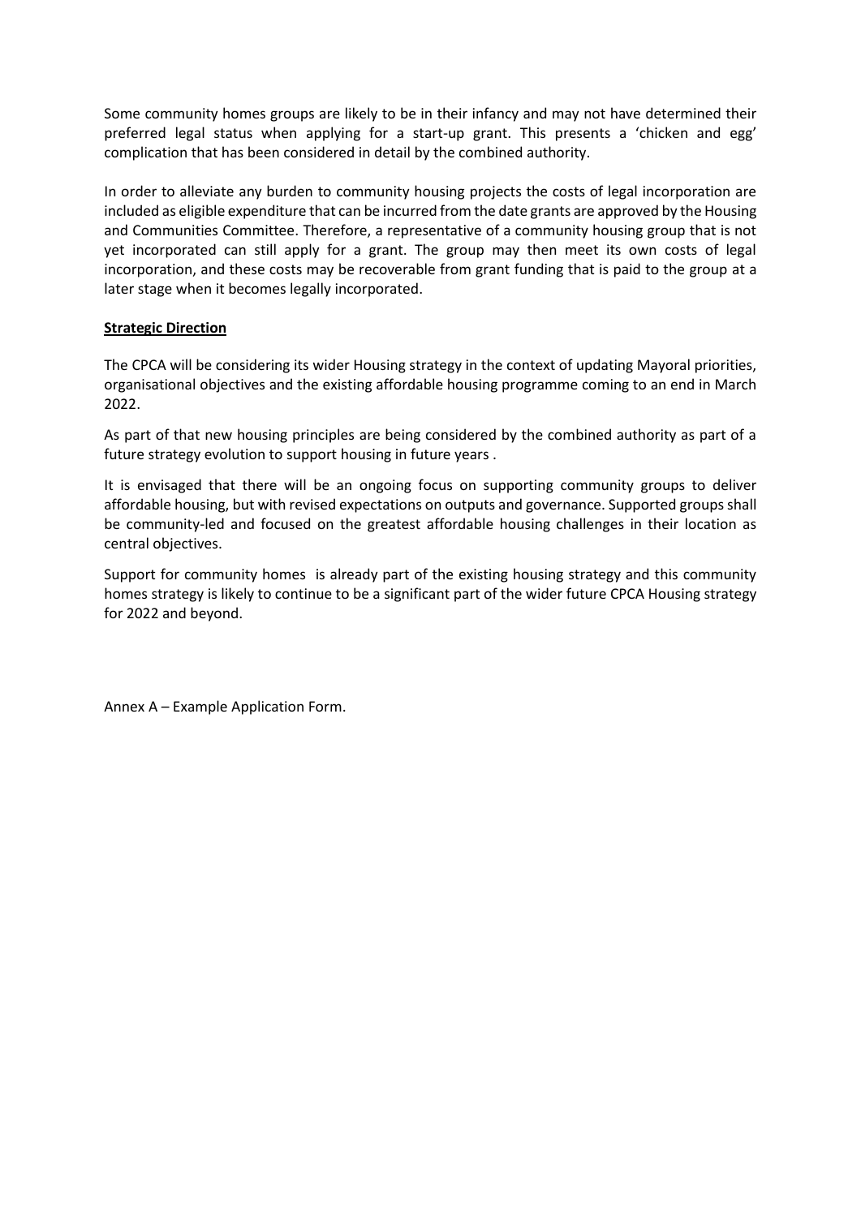Some community homes groups are likely to be in their infancy and may not have determined their preferred legal status when applying for a start-up grant. This presents a 'chicken and egg' complication that has been considered in detail by the combined authority.

In order to alleviate any burden to community housing projects the costs of legal incorporation are included as eligible expenditure that can be incurred from the date grants are approved by the Housing and Communities Committee. Therefore, a representative of a community housing group that is not yet incorporated can still apply for a grant. The group may then meet its own costs of legal incorporation, and these costs may be recoverable from grant funding that is paid to the group at a later stage when it becomes legally incorporated.

**Strategic Direction**

The CPCA will be considering its wider Housing strategy in the context of updating Mayoral priorities, organisational objectives and the existing affordable housing programme coming to an end in March 2022.

As part of that new housing principles are being considered by the combined authority as part of a future strategy evolution to support housing in future years .

It is envisaged that there will be an ongoing focus on supporting community groups to deliver affordable housing, but with revised expectations on outputs and governance. Supported groups shall be community-led and focused on the greatest affordable housing challenges in their location as central objectives.

Support for community homes is already part of the existing housing strategy and this community homes strategy is likely to continue to be a significant part of the wider future CPCA Housing strategy for 2022 and beyond.

Annex A – Example Application Form.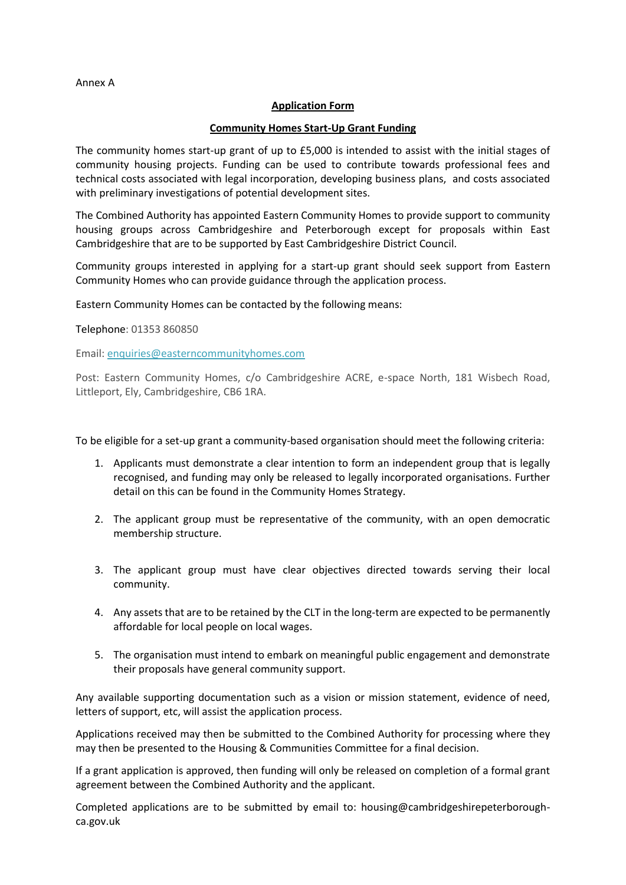Annex A

## Application Form

## Community Homes Start-Up Grant Funding

The community homes start-up grant of up to £5,000 is intended to assist with the initial stages of community housing projects. Funding can be used to contribute towards professional fees and technical costs associated with legal incorporation, developing business plans, and costs associated with preliminary investigations of potential development sites.

The Combined Authority has appointed Eastern Community Homes to provide support to community housing groups across Cambridgeshire and Peterborough except for proposals within East Cambridgeshire that are to be supported by East Cambridgeshire District Council.

Community groups interested in applying for a start-up grant should seek support from Eastern Community Homes who can provide guidance through the application process.

Eastern Community Homes can be contacted by the following means:

Telephone: 01353 860850

Email: enquiries@easterncommunityhomes.com

Post: Eastern Community Homes, c/o Cambridgeshire ACRE, e-space North, 181 Wisbech Road, Littleport, Ely, Cambridgeshire, CB6 1RA.

To be eligible for a set-up grant a community-based organisation should meet the following criteria:

1. Applicants must demonstrate a clear intention to form an independent group that is legally recognised, and funding may only be released to legally incorporated organisations. Further detail on this can be found in the Community Homes Strategy.
2. The applicant group must be representative of the community, with an open democratic membership structure.
3. The applicant group must have clear objectives directed towards serving their local community.
4. Any assets that are to be retained by the CLT in the long-term are expected to be permanently affordable for local people on local wages.
5. The organisation must intend to embark on meaningful public engagement and demonstrate their proposals have general community support.

Any available supporting documentation such as a vision or mission statement, evidence of need, letters of support, etc, will assist the application process.

Applications received may then be submitted to the Combined Authority for processing where they may then be presented to the Housing & Communities Committee for a final decision.

If a grant application is approved, then funding will only be released on completion of a formal grant agreement between the Combined Authority and the applicant.

Completed applications are to be submitted by email to: housing@cambridgeshirepeterborough-ca.gov.uk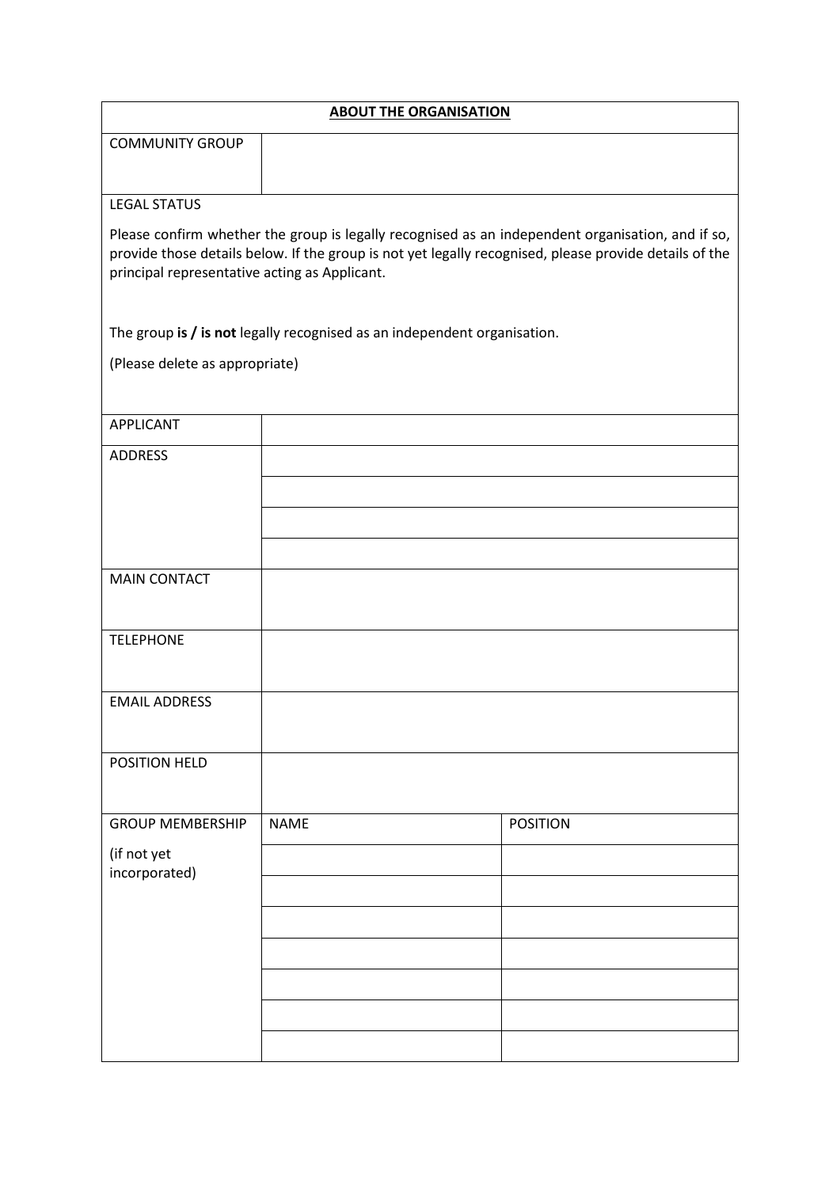| **ABOUT THE ORGANISATION** | | |
|---|---|---|
| COMMUNITY GROUP | | |
| LEGAL STATUS<br><br>Please confirm whether the group is legally recognised as an independent organisation, and if so, provide those details below. If the group is not yet legally recognised, please provide details of the principal representative acting as Applicant.<br><br>The group **is / is not** legally recognised as an independent organisation.<br><br>(Please delete as appropriate) | | |
| APPLICANT | | |
| ADDRESS | | |
| | | |
| | | |
| | | |
| MAIN CONTACT | | |
| TELEPHONE | | |
| EMAIL ADDRESS | | |
| POSITION HELD | | |
| GROUP MEMBERSHIP | NAME | POSITION |
| (if not yet incorporated) | | |
| | | |
| | | |
| | | |
| | | |
| | | |
| | | |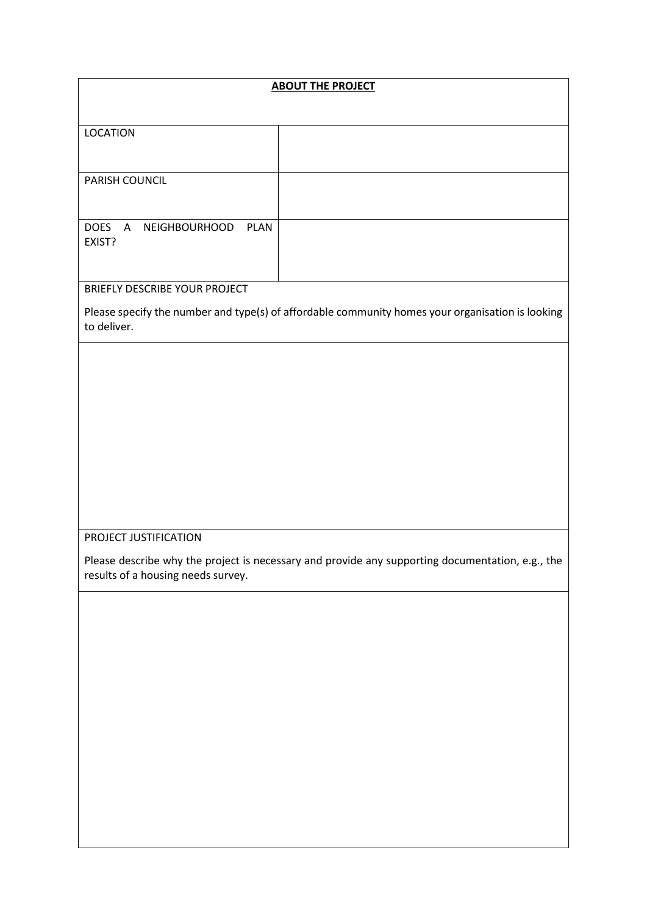| **ABOUT THE PROJECT** | |
|---|---|
| LOCATION | |
| PARISH COUNCIL | |
| DOES A NEIGHBOURHOOD PLAN EXIST? | |

BRIEFLY DESCRIBE YOUR PROJECT

Please specify the number and type(s) of affordable community homes your organisation is looking to deliver.

PROJECT JUSTIFICATION

Please describe why the project is necessary and provide any supporting documentation, e.g., the results of a housing needs survey.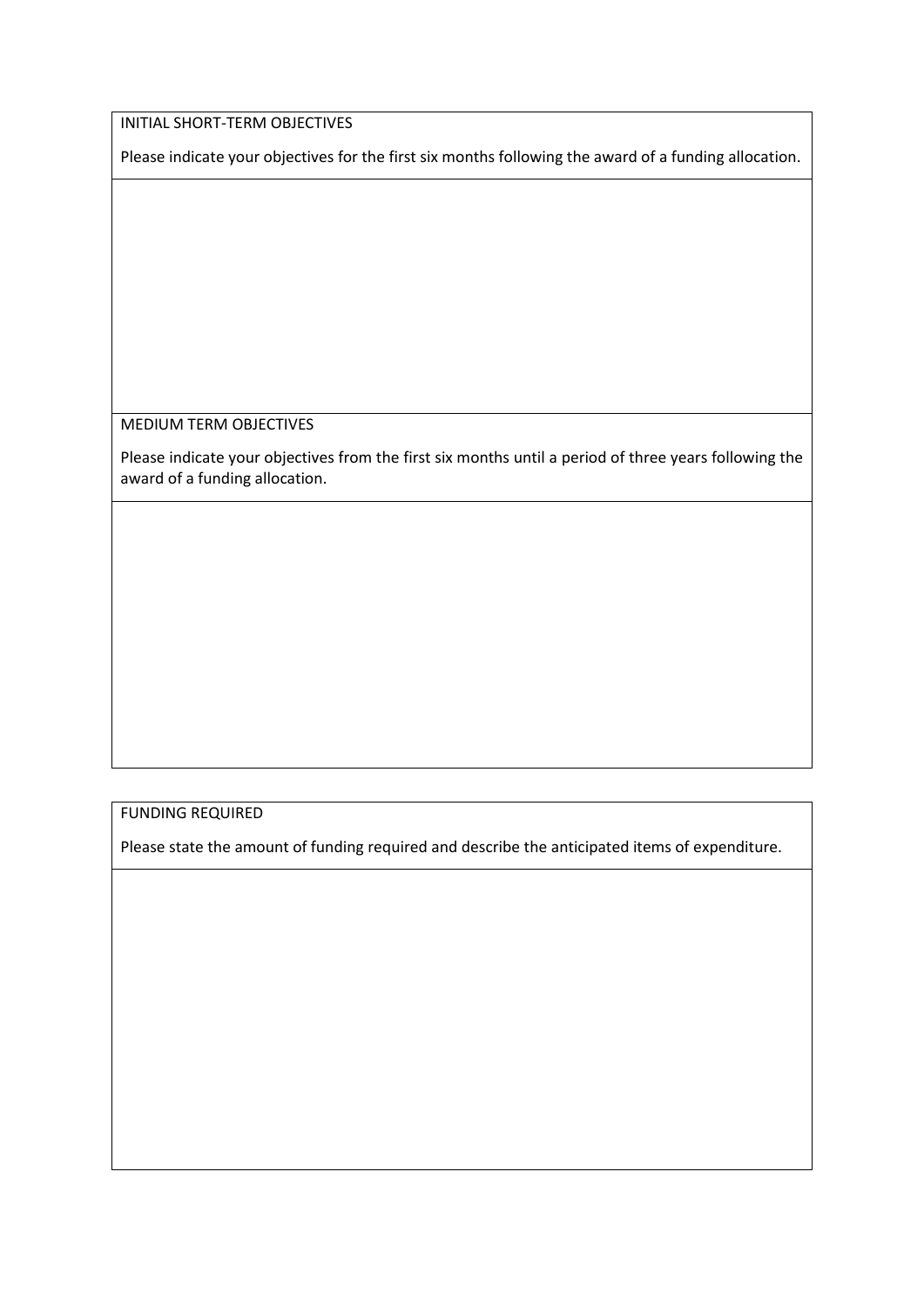| INITIAL SHORT-TERM OBJECTIVES<br><br>Please indicate your objectives for the first six months following the award of a funding allocation. |
| --- |
| |
| MEDIUM TERM OBJECTIVES<br><br>Please indicate your objectives from the first six months until a period of three years following the award of a funding allocation. |
| |

| FUNDING REQUIRED<br><br>Please state the amount of funding required and describe the anticipated items of expenditure. |
| --- |
| |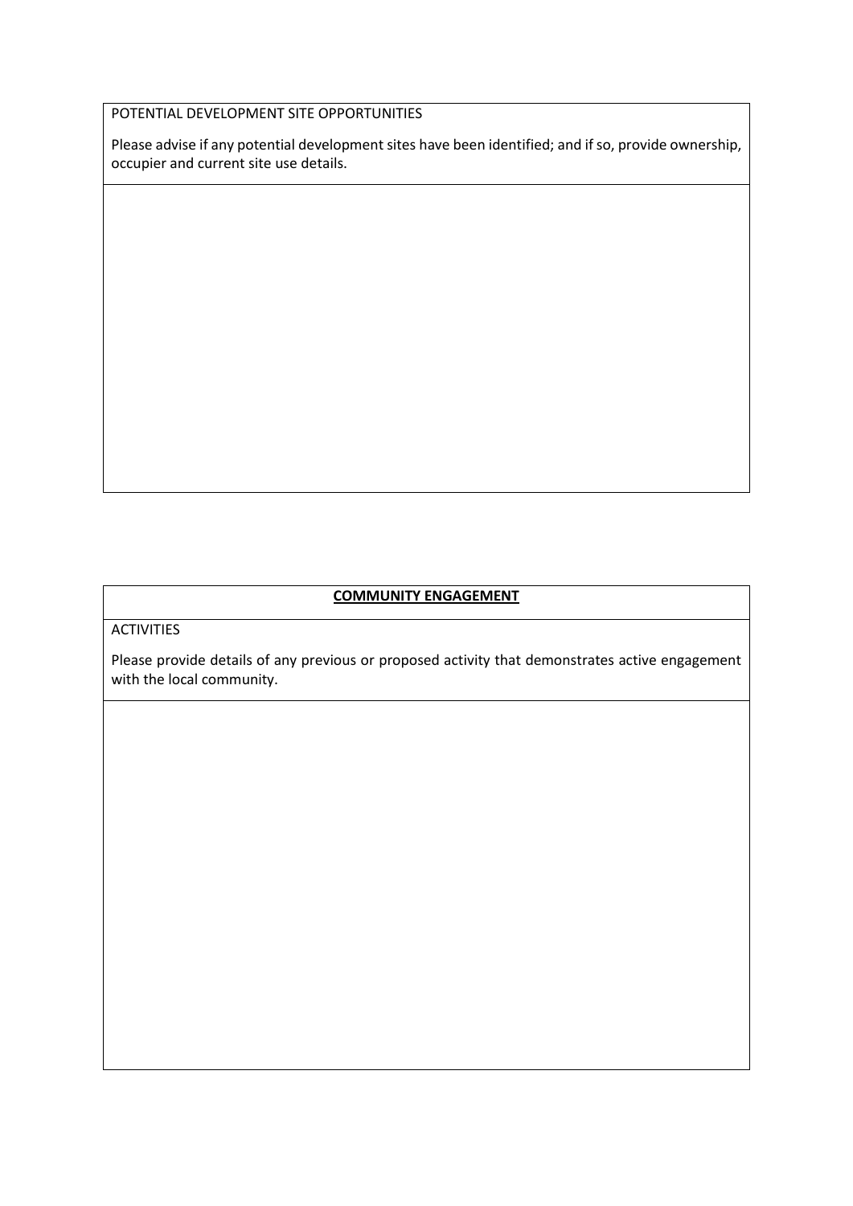| POTENTIAL DEVELOPMENT SITE OPPORTUNITIES<br><br>Please advise if any potential development sites have been identified; and if so, provide ownership, occupier and current site use details. |
| --- |
| |

| **COMMUNITY ENGAGEMENT** |
| --- |
| ACTIVITIES<br><br>Please provide details of any previous or proposed activity that demonstrates active engagement with the local community. |
| |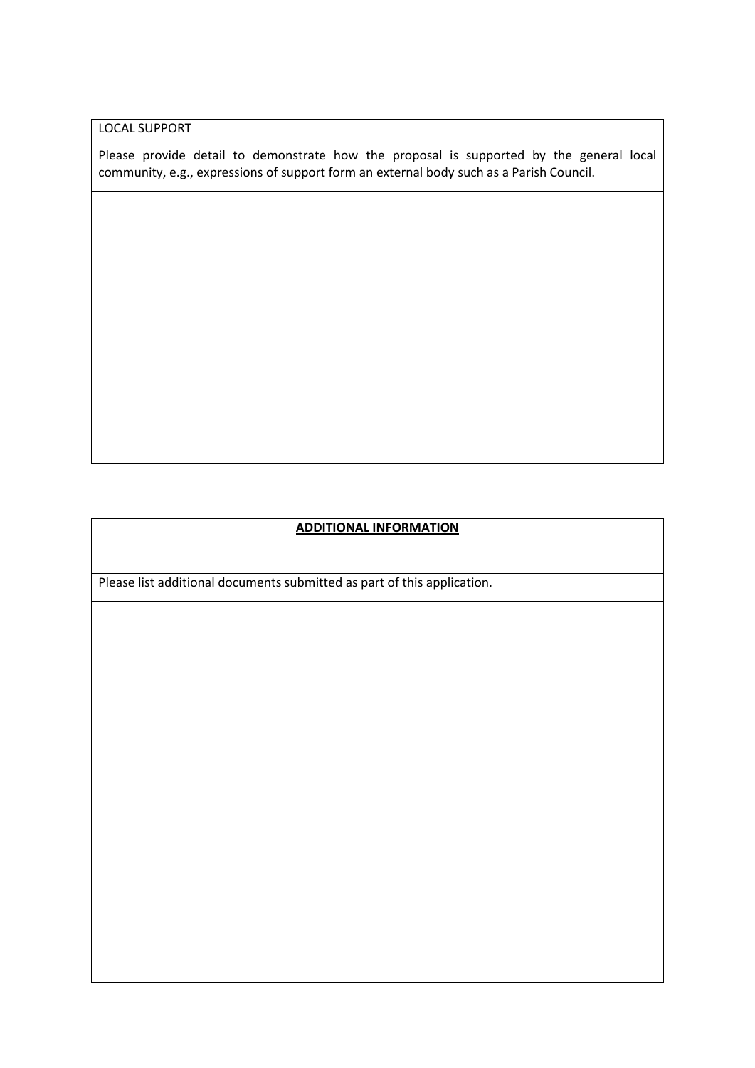LOCAL SUPPORT

Please provide detail to demonstrate how the proposal is supported by the general local community, e.g., expressions of support form an external body such as a Parish Council.

**ADDITIONAL INFORMATION**

Please list additional documents submitted as part of this application.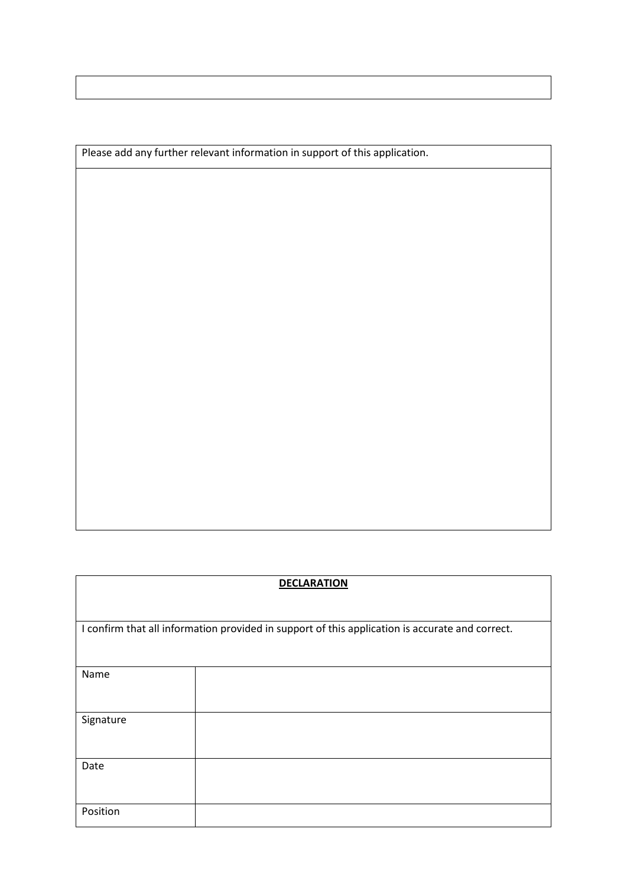Please add any further relevant information in support of this application.

| |
|---|
| |

| **DECLARATION** | |
|---|---|
| I confirm that all information provided in support of this application is accurate and correct. | |
| Name | |
| Signature | |
| Date | |
| Position | |